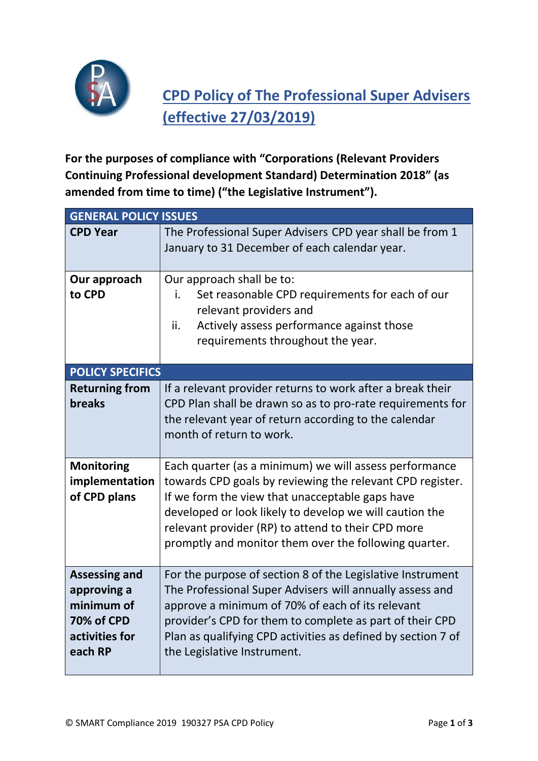# CPD Policy of The Professional Super Advisers (effective 27/03/2019)

**For the purposes of compliance with "Corporations (Relevant Providers Continuing Professional development Standard) Determination 2018" (as amended from time to time) ("the Legislative Instrument").**

| GENERAL POLICY ISSUES | |
|---|---|
| **CPD Year** | The Professional Super Advisers CPD year shall be from 1 January to 31 December of each calendar year. |
| **Our approach to CPD** | Our approach shall be to:<br>i. Set reasonable CPD requirements for each of our relevant providers and<br>ii. Actively assess performance against those requirements throughout the year. |
| **POLICY SPECIFICS** | |
| **Returning from breaks** | If a relevant provider returns to work after a break their CPD Plan shall be drawn so as to pro-rate requirements for the relevant year of return according to the calendar month of return to work. |
| **Monitoring implementation of CPD plans** | Each quarter (as a minimum) we will assess performance towards CPD goals by reviewing the relevant CPD register. If we form the view that unacceptable gaps have developed or look likely to develop we will caution the relevant provider (RP) to attend to their CPD more promptly and monitor them over the following quarter. |
| **Assessing and approving a minimum of 70% of CPD activities for each RP** | For the purpose of section 8 of the Legislative Instrument The Professional Super Advisers will annually assess and approve a minimum of 70% of each of its relevant provider's CPD for them to complete as part of their CPD Plan as qualifying CPD activities as defined by section 7 of the Legislative Instrument. |

© SMART Compliance 2019 190327 PSA CPD Policy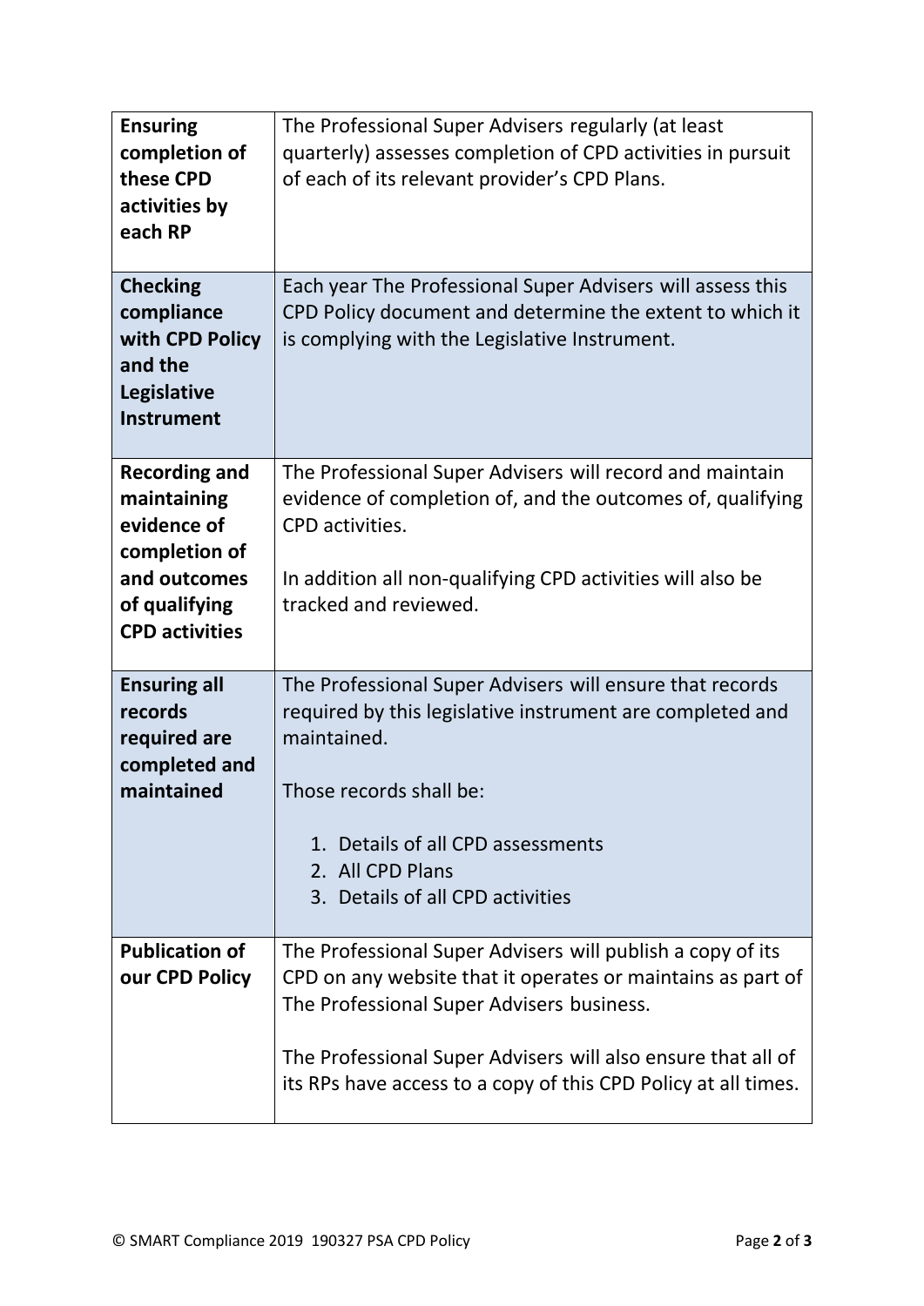| | |
|---|---|
| **Ensuring completion of these CPD activities by each RP** | The Professional Super Advisers regularly (at least quarterly) assesses completion of CPD activities in pursuit of each of its relevant provider's CPD Plans. |
| **Checking compliance with CPD Policy and the Legislative Instrument** | Each year The Professional Super Advisers will assess this CPD Policy document and determine the extent to which it is complying with the Legislative Instrument. |
| **Recording and maintaining evidence of completion of and outcomes of qualifying CPD activities** | The Professional Super Advisers will record and maintain evidence of completion of, and the outcomes of, qualifying CPD activities.<br><br>In addition all non-qualifying CPD activities will also be tracked and reviewed. |
| **Ensuring all records required are completed and maintained** | The Professional Super Advisers will ensure that records required by this legislative instrument are completed and maintained.<br><br>Those records shall be:<br><br>1. Details of all CPD assessments<br>2. All CPD Plans<br>3. Details of all CPD activities |
| **Publication of our CPD Policy** | The Professional Super Advisers will publish a copy of its CPD on any website that it operates or maintains as part of The Professional Super Advisers business.<br><br>The Professional Super Advisers will also ensure that all of its RPs have access to a copy of this CPD Policy at all times. |

© SMART Compliance 2019 190327 PSA CPD Policy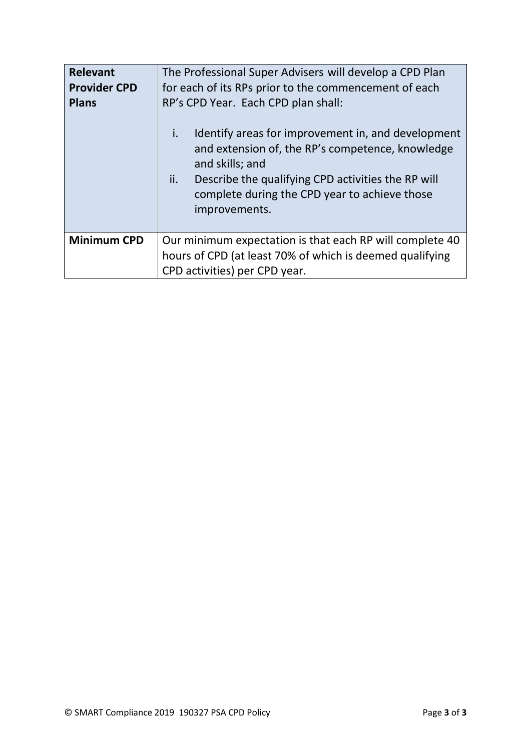| | |
|---|---|
| **Relevant Provider CPD Plans** | The Professional Super Advisers will develop a CPD Plan for each of its RPs prior to the commencement of each RP's CPD Year. Each CPD plan shall:<br><br>i. Identify areas for improvement in, and development and extension of, the RP's competence, knowledge and skills; and<br>ii. Describe the qualifying CPD activities the RP will complete during the CPD year to achieve those improvements. |
| **Minimum CPD** | Our minimum expectation is that each RP will complete 40 hours of CPD (at least 70% of which is deemed qualifying CPD activities) per CPD year. |

© SMART Compliance 2019 190327 PSA CPD Policy